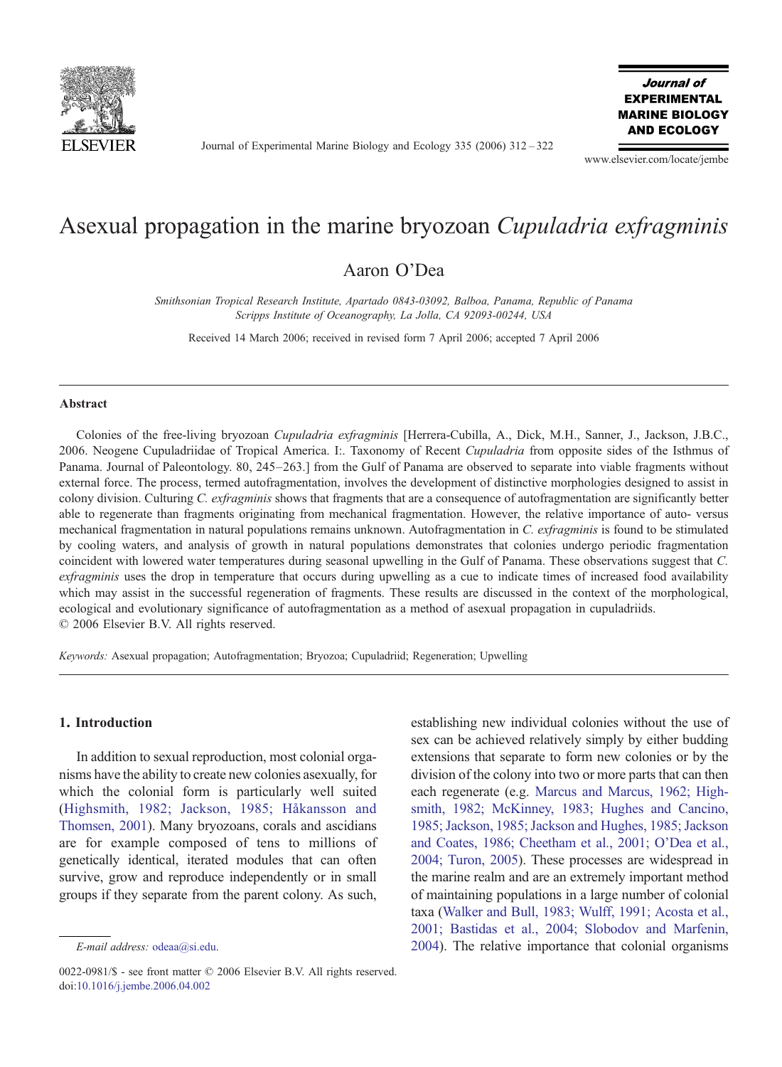# Asexual propagation in the marine bryozoan *Cupuladria exfragminis*

Aaron O'Dea

*Smithsonian Tropical Research Institute, Apartado 0843-03092, Balboa, Panama, Republic of Panama*
*Scripps Institute of Oceanography, La Jolla, CA 92093-00244, USA*

Received 14 March 2006; received in revised form 7 April 2006; accepted 7 April 2006

## Abstract

Colonies of the free-living bryozoan *Cupuladria exfragminis* [Herrera-Cubilla, A., Dick, M.H., Sanner, J., Jackson, J.B.C., 2006. Neogene Cupuladriidae of Tropical America. I:. Taxonomy of Recent *Cupuladria* from opposite sides of the Isthmus of Panama. Journal of Paleontology. 80, 245–263.] from the Gulf of Panama are observed to separate into viable fragments without external force. The process, termed autofragmentation, involves the development of distinctive morphologies designed to assist in colony division. Culturing *C. exfragminis* shows that fragments that are a consequence of autofragmentation are significantly better able to regenerate than fragments originating from mechanical fragmentation. However, the relative importance of auto- versus mechanical fragmentation in natural populations remains unknown. Autofragmentation in *C. exfragminis* is found to be stimulated by cooling waters, and analysis of growth in natural populations demonstrates that colonies undergo periodic fragmentation coincident with lowered water temperatures during seasonal upwelling in the Gulf of Panama. These observations suggest that *C. exfragminis* uses the drop in temperature that occurs during upwelling as a cue to indicate times of increased food availability which may assist in the successful regeneration of fragments. These results are discussed in the context of the morphological, ecological and evolutionary significance of autofragmentation as a method of asexual propagation in cupuladriids.
© 2006 Elsevier B.V. All rights reserved.

*Keywords:* Asexual propagation; Autofragmentation; Bryozoa; Cupuladriid; Regeneration; Upwelling

## 1. Introduction

In addition to sexual reproduction, most colonial organisms have the ability to create new colonies asexually, for which the colonial form is particularly well suited (Highsmith, 1982; Jackson, 1985; Håkansson and Thomsen, 2001). Many bryozoans, corals and ascidians are for example composed of tens to millions of genetically identical, iterated modules that can often survive, grow and reproduce independently or in small groups if they separate from the parent colony. As such, establishing new individual colonies without the use of sex can be achieved relatively simply by either budding extensions that separate to form new colonies or by the division of the colony into two or more parts that can then each regenerate (e.g. Marcus and Marcus, 1962; Highsmith, 1982; McKinney, 1983; Hughes and Cancino, 1985; Jackson, 1985; Jackson and Hughes, 1985; Jackson and Coates, 1986; Cheetham et al., 2001; O'Dea et al., 2004; Turon, 2005). These processes are widespread in the marine realm and are an extremely important method of maintaining populations in a large number of colonial taxa (Walker and Bull, 1983; Wulff, 1991; Acosta et al., 2001; Bastidas et al., 2004; Slobodov and Marfenin, 2004). The relative importance that colonial organisms

*E-mail address:* odeaa@si.edu.

0022-0981/$ - see front matter © 2006 Elsevier B.V. All rights reserved.
doi:10.1016/j.jembe.2006.04.002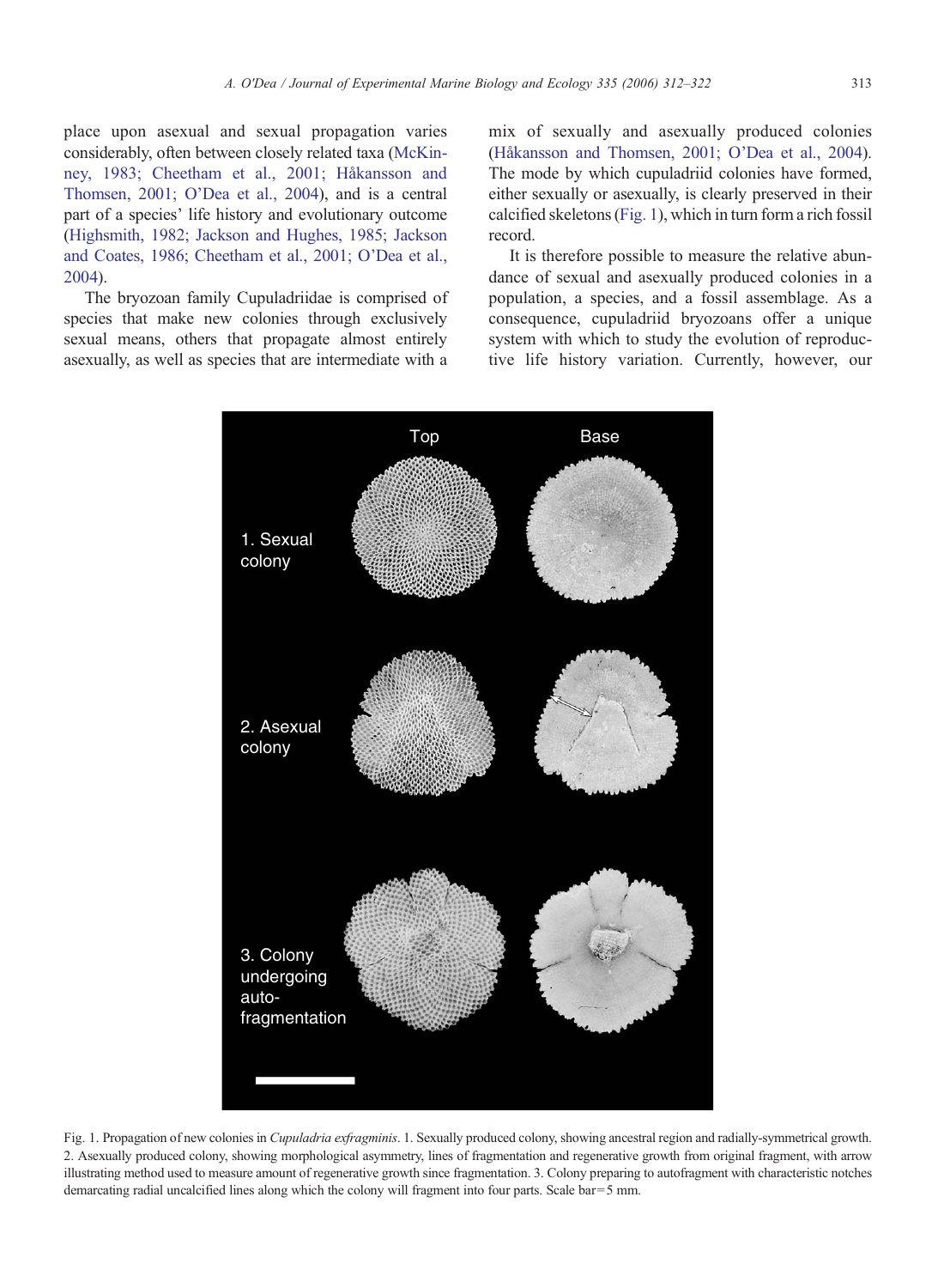place upon asexual and sexual propagation varies considerably, often between closely related taxa (McKinney, 1983; Cheetham et al., 2001; Håkansson and Thomsen, 2001; O'Dea et al., 2004), and is a central part of a species' life history and evolutionary outcome (Highsmith, 1982; Jackson and Hughes, 1985; Jackson and Coates, 1986; Cheetham et al., 2001; O'Dea et al., 2004).

The bryozoan family Cupuladriidae is comprised of species that make new colonies through exclusively sexual means, others that propagate almost entirely asexually, as well as species that are intermediate with a mix of sexually and asexually produced colonies (Håkansson and Thomsen, 2001; O'Dea et al., 2004). The mode by which cupuladriid colonies have formed, either sexually or asexually, is clearly preserved in their calcified skeletons (Fig. 1), which in turn form a rich fossil record.

It is therefore possible to measure the relative abundance of sexual and asexually produced colonies in a population, a species, and a fossil assemblage. As a consequence, cupuladriid bryozoans offer a unique system with which to study the evolution of reproductive life history variation. Currently, however, our

Fig. 1. Propagation of new colonies in *Cupuladria exfragminis*. 1. Sexually produced colony, showing ancestral region and radially-symmetrical growth. 2. Asexually produced colony, showing morphological asymmetry, lines of fragmentation and regenerative growth from original fragment, with arrow illustrating method used to measure amount of regenerative growth since fragmentation. 3. Colony preparing to autofragment with characteristic notches demarcating radial uncalcified lines along which the colony will fragment into four parts. Scale bar = 5 mm.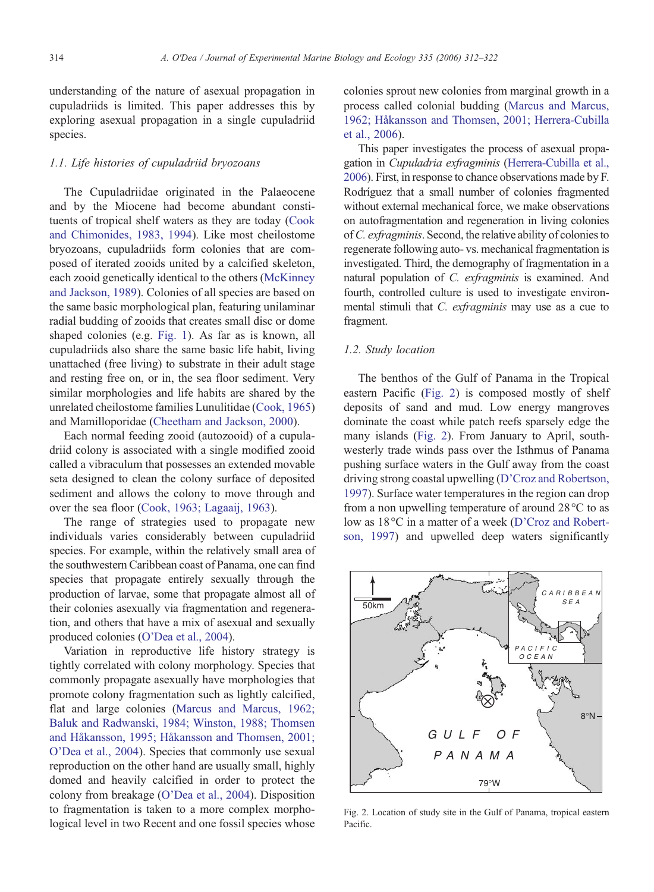understanding of the nature of asexual propagation in cupuladriids is limited. This paper addresses this by exploring asexual propagation in a single cupuladriid species.

### 1.1. Life histories of cupuladriid bryozoans

The Cupuladriidae originated in the Palaeocene and by the Miocene had become abundant constituents of tropical shelf waters as they are today (Cook and Chimonides, 1983, 1994). Like most cheilostome bryozoans, cupuladriids form colonies that are composed of iterated zooids united by a calcified skeleton, each zooid genetically identical to the others (McKinney and Jackson, 1989). Colonies of all species are based on the same basic morphological plan, featuring unilaminar radial budding of zooids that creates small disc or dome shaped colonies (e.g. Fig. 1). As far as is known, all cupuladriids also share the same basic life habit, living unattached (free living) to substrate in their adult stage and resting free on, or in, the sea floor sediment. Very similar morphologies and life habits are shared by the unrelated cheilostome families Lunulitidae (Cook, 1965) and Mamilloporidae (Cheetham and Jackson, 2000).

Each normal feeding zooid (autozooid) of a cupuladriid colony is associated with a single modified zooid called a vibraculum that possesses an extended movable seta designed to clean the colony surface of deposited sediment and allows the colony to move through and over the sea floor (Cook, 1963; Lagaaij, 1963).

The range of strategies used to propagate new individuals varies considerably between cupuladriid species. For example, within the relatively small area of the southwestern Caribbean coast of Panama, one can find species that propagate entirely sexually through the production of larvae, some that propagate almost all of their colonies asexually via fragmentation and regeneration, and others that have a mix of asexual and sexually produced colonies (O'Dea et al., 2004).

Variation in reproductive life history strategy is tightly correlated with colony morphology. Species that commonly propagate asexually have morphologies that promote colony fragmentation such as lightly calcified, flat and large colonies (Marcus and Marcus, 1962; Baluk and Radwanski, 1984; Winston, 1988; Thomsen and Håkansson, 1995; Håkansson and Thomsen, 2001; O'Dea et al., 2004). Species that commonly use sexual reproduction on the other hand are usually small, highly domed and heavily calcified in order to protect the colony from breakage (O'Dea et al., 2004). Disposition to fragmentation is taken to a more complex morphological level in two Recent and one fossil species whose colonies sprout new colonies from marginal growth in a process called colonial budding (Marcus and Marcus, 1962; Håkansson and Thomsen, 2001; Herrera-Cubilla et al., 2006).

This paper investigates the process of asexual propagation in *Cupuladria exfragminis* (Herrera-Cubilla et al., 2006). First, in response to chance observations made by F. Rodríguez that a small number of colonies fragmented without external mechanical force, we make observations on autofragmentation and regeneration in living colonies of *C. exfragminis*. Second, the relative ability of colonies to regenerate following auto- vs. mechanical fragmentation is investigated. Third, the demography of fragmentation in a natural population of *C. exfragminis* is examined. And fourth, controlled culture is used to investigate environmental stimuli that *C. exfragminis* may use as a cue to fragment.

### 1.2. Study location

The benthos of the Gulf of Panama in the Tropical eastern Pacific (Fig. 2) is composed mostly of shelf deposits of sand and mud. Low energy mangroves dominate the coast while patch reefs sparsely edge the many islands (Fig. 2). From January to April, southwesterly trade winds pass over the Isthmus of Panama pushing surface waters in the Gulf away from the coast driving strong coastal upwelling (D'Croz and Robertson, 1997). Surface water temperatures in the region can drop from a non upwelling temperature of around 28 °C to as low as 18 °C in a matter of a week (D'Croz and Robertson, 1997) and upwelled deep waters significantly

Fig. 2. Location of study site in the Gulf of Panama, tropical eastern Pacific.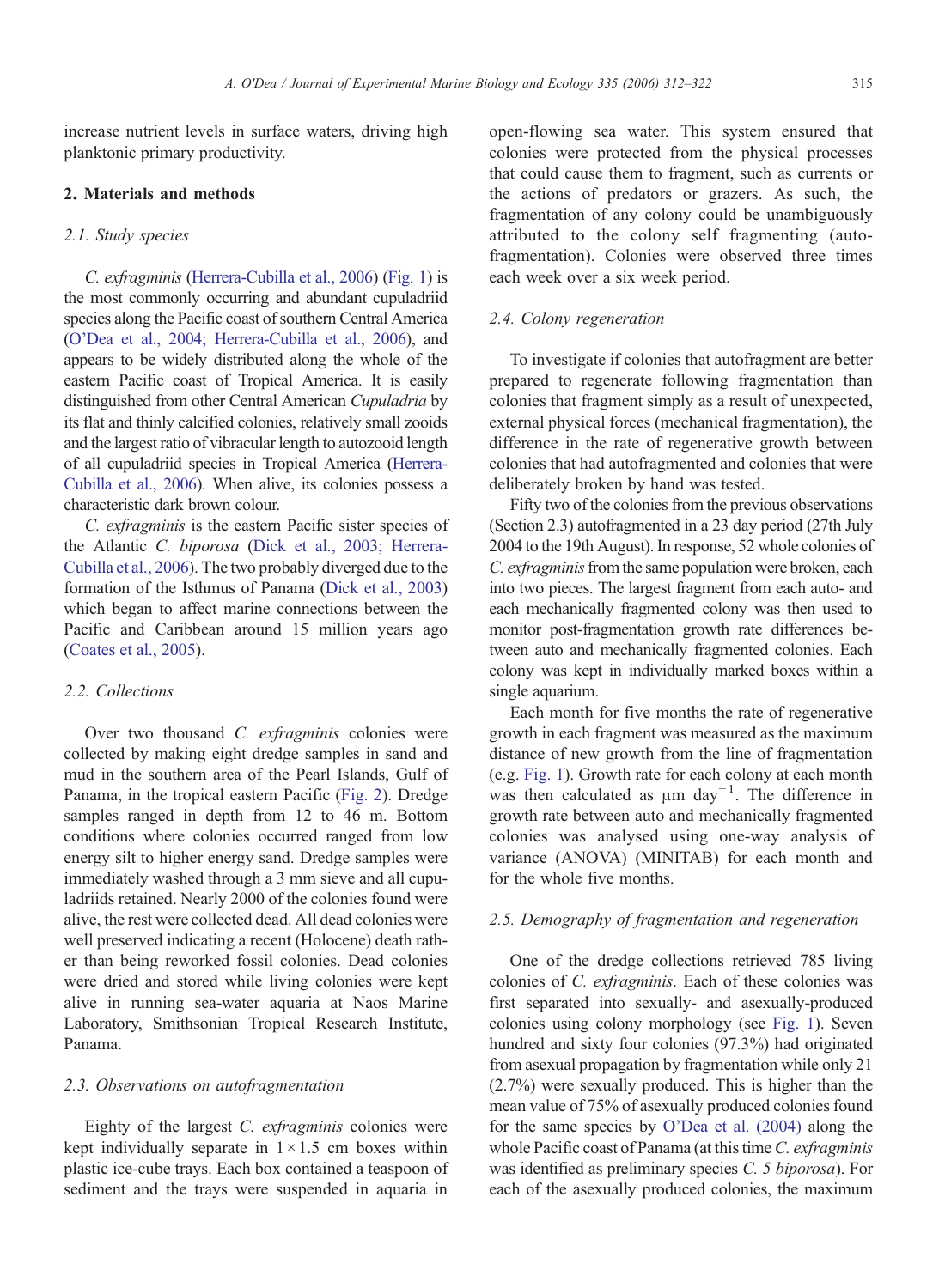increase nutrient levels in surface waters, driving high planktonic primary productivity.

## 2. Materials and methods

### 2.1. Study species

*C. exfragminis* (Herrera-Cubilla et al., 2006) (Fig. 1) is the most commonly occurring and abundant cupuladriid species along the Pacific coast of southern Central America (O'Dea et al., 2004; Herrera-Cubilla et al., 2006), and appears to be widely distributed along the whole of the eastern Pacific coast of Tropical America. It is easily distinguished from other Central American *Cupuladria* by its flat and thinly calcified colonies, relatively small zooids and the largest ratio of vibracular length to autozooid length of all cupuladriid species in Tropical America (Herrera-Cubilla et al., 2006). When alive, its colonies possess a characteristic dark brown colour.

*C. exfragminis* is the eastern Pacific sister species of the Atlantic *C. biporosa* (Dick et al., 2003; Herrera-Cubilla et al., 2006). The two probably diverged due to the formation of the Isthmus of Panama (Dick et al., 2003) which began to affect marine connections between the Pacific and Caribbean around 15 million years ago (Coates et al., 2005).

### 2.2. Collections

Over two thousand *C. exfragminis* colonies were collected by making eight dredge samples in sand and mud in the southern area of the Pearl Islands, Gulf of Panama, in the tropical eastern Pacific (Fig. 2). Dredge samples ranged in depth from 12 to 46 m. Bottom conditions where colonies occurred ranged from low energy silt to higher energy sand. Dredge samples were immediately washed through a 3 mm sieve and all cupuladriids retained. Nearly 2000 of the colonies found were alive, the rest were collected dead. All dead colonies were well preserved indicating a recent (Holocene) death rather than being reworked fossil colonies. Dead colonies were dried and stored while living colonies were kept alive in running sea-water aquaria at Naos Marine Laboratory, Smithsonian Tropical Research Institute, Panama.

### 2.3. Observations on autofragmentation

Eighty of the largest *C. exfragminis* colonies were kept individually separate in $1 \times 1.5$ cm boxes within plastic ice-cube trays. Each box contained a teaspoon of sediment and the trays were suspended in aquaria in open-flowing sea water. This system ensured that colonies were protected from the physical processes that could cause them to fragment, such as currents or the actions of predators or grazers. As such, the fragmentation of any colony could be unambiguously attributed to the colony self fragmenting (autofragmentation). Colonies were observed three times each week over a six week period.

### 2.4. Colony regeneration

To investigate if colonies that autofragment are better prepared to regenerate following fragmentation than colonies that fragment simply as a result of unexpected, external physical forces (mechanical fragmentation), the difference in the rate of regenerative growth between colonies that had autofragmented and colonies that were deliberately broken by hand was tested.

Fifty two of the colonies from the previous observations (Section 2.3) autofragmented in a 23 day period (27th July 2004 to the 19th August). In response, 52 whole colonies of *C. exfragminis* from the same population were broken, each into two pieces. The largest fragment from each auto- and each mechanically fragmented colony was then used to monitor post-fragmentation growth rate differences between auto and mechanically fragmented colonies. Each colony was kept in individually marked boxes within a single aquarium.

Each month for five months the rate of regenerative growth in each fragment was measured as the maximum distance of new growth from the line of fragmentation (e.g. Fig. 1). Growth rate for each colony at each month was then calculated as μm $\text{day}^{-1}$. The difference in growth rate between auto and mechanically fragmented colonies was analysed using one-way analysis of variance (ANOVA) (MINITAB) for each month and for the whole five months.

### 2.5. Demography of fragmentation and regeneration

One of the dredge collections retrieved 785 living colonies of *C. exfragminis*. Each of these colonies was first separated into sexually- and asexually-produced colonies using colony morphology (see Fig. 1). Seven hundred and sixty four colonies (97.3%) had originated from asexual propagation by fragmentation while only 21 (2.7%) were sexually produced. This is higher than the mean value of 75% of asexually produced colonies found for the same species by O'Dea et al. (2004) along the whole Pacific coast of Panama (at this time *C. exfragminis* was identified as preliminary species *C. 5 biporosa*). For each of the asexually produced colonies, the maximum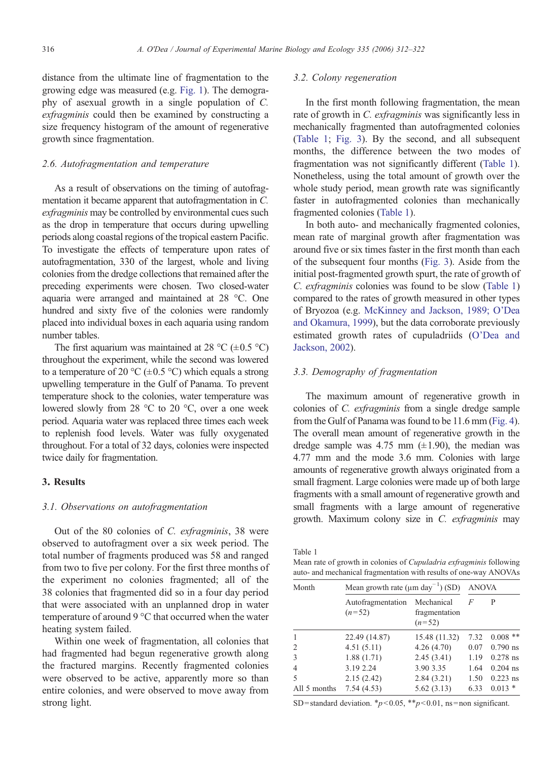distance from the ultimate line of fragmentation to the growing edge was measured (e.g. Fig. 1). The demography of asexual growth in a single population of *C. exfragminis* could then be examined by constructing a size frequency histogram of the amount of regenerative growth since fragmentation.

### 2.6. Autofragmentation and temperature

As a result of observations on the timing of autofragmentation it became apparent that autofragmentation in *C. exfragminis* may be controlled by environmental cues such as the drop in temperature that occurs during upwelling periods along coastal regions of the tropical eastern Pacific. To investigate the effects of temperature upon rates of autofragmentation, 330 of the largest, whole and living colonies from the dredge collections that remained after the preceding experiments were chosen. Two closed-water aquaria were arranged and maintained at 28 °C. One hundred and sixty five of the colonies were randomly placed into individual boxes in each aquaria using random number tables.

The first aquarium was maintained at 28 °C (±0.5 °C) throughout the experiment, while the second was lowered to a temperature of 20 °C (±0.5 °C) which equals a strong upwelling temperature in the Gulf of Panama. To prevent temperature shock to the colonies, water temperature was lowered slowly from 28 °C to 20 °C, over a one week period. Aquaria water was replaced three times each week to replenish food levels. Water was fully oxygenated throughout. For a total of 32 days, colonies were inspected twice daily for fragmentation.

## 3. Results

### 3.1. Observations on autofragmentation

Out of the 80 colonies of *C. exfragminis*, 38 were observed to autofragment over a six week period. The total number of fragments produced was 58 and ranged from two to five per colony. For the first three months of the experiment no colonies fragmented; all of the 38 colonies that fragmented did so in a four day period that were associated with an unplanned drop in water temperature of around 9 °C that occurred when the water heating system failed.

Within one week of fragmentation, all colonies that had fragmented had begun regenerative growth along the fractured margins. Recently fragmented colonies were observed to be active, apparently more so than entire colonies, and were observed to move away from strong light.

### 3.2. Colony regeneration

In the first month following fragmentation, the mean rate of growth in *C. exfragminis* was significantly less in mechanically fragmented than autofragmented colonies (Table 1; Fig. 3). By the second, and all subsequent months, the difference between the two modes of fragmentation was not significantly different (Table 1). Nonetheless, using the total amount of growth over the whole study period, mean growth rate was significantly faster in autofragmented colonies than mechanically fragmented colonies (Table 1).

In both auto- and mechanically fragmented colonies, mean rate of marginal growth after fragmentation was around five or six times faster in the first month than each of the subsequent four months (Fig. 3). Aside from the initial post-fragmented growth spurt, the rate of growth of *C. exfragminis* colonies was found to be slow (Table 1) compared to the rates of growth measured in other types of Bryozoa (e.g. McKinney and Jackson, 1989; O'Dea and Okamura, 1999), but the data corroborate previously estimated growth rates of cupuladriids (O'Dea and Jackson, 2002).

### 3.3. Demography of fragmentation

The maximum amount of regenerative growth in colonies of *C. exfragminis* from a single dredge sample from the Gulf of Panama was found to be 11.6 mm (Fig. 4). The overall mean amount of regenerative growth in the dredge sample was 4.75 mm (±1.90), the median was 4.77 mm and the mode 3.6 mm. Colonies with large amounts of regenerative growth always originated from a small fragment. Large colonies were made up of both large fragments with a small amount of regenerative growth and small fragments with a large amount of regenerative growth. Maximum colony size in *C. exfragminis* may

Table 1
Mean rate of growth in colonies of *Cupuladria exfragminis* following auto- and mechanical fragmentation with results of one-way ANOVAs

| Month | Mean growth rate (μm day$^{-1}$) (SD) | | ANOVA | |
|---|---|---|---|---|
| | Autofragmentation ($n$=52) | Mechanical fragmentation ($n$=52) | $F$ | P |
| 1 | 22.49 (14.87) | 15.48 (11.32) | 7.32 | 0.008 ** |
| 2 | 4.51 (5.11) | 4.26 (4.70) | 0.07 | 0.790 ns |
| 3 | 1.88 (1.71) | 2.45 (3.41) | 1.19 | 0.278 ns |
| 4 | 3.19 2.24 | 3.90 3.35 | 1.64 | 0.204 ns |
| 5 | 2.15 (2.42) | 2.84 (3.21) | 1.50 | 0.223 ns |
| All 5 months | 7.54 (4.53) | 5.62 (3.13) | 6.33 | 0.013 * |

SD = standard deviation. *$p$ < 0.05, **$p$ < 0.01, ns = non significant.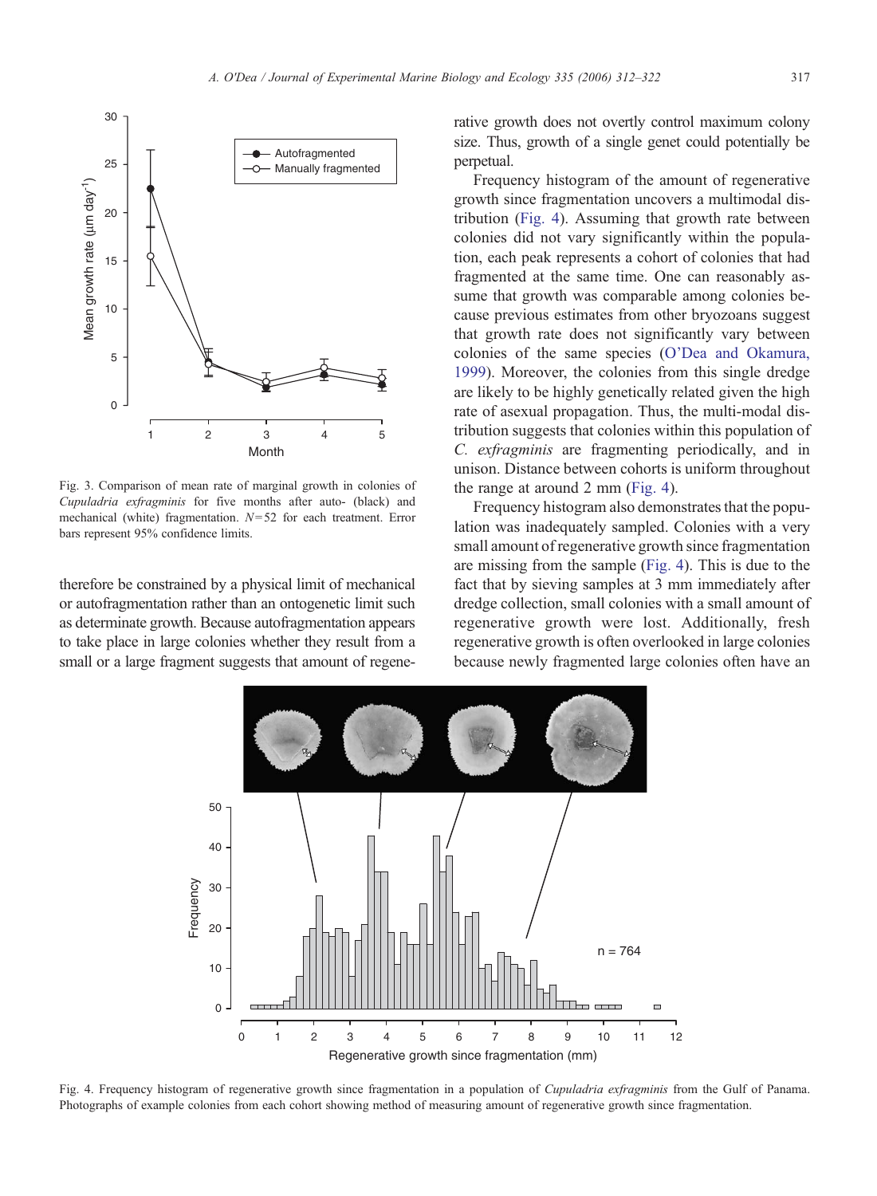Fig. 3. Comparison of mean rate of marginal growth in colonies of *Cupuladria exfragminis* for five months after auto- (black) and mechanical (white) fragmentation. $N=52$ for each treatment. Error bars represent 95% confidence limits.

therefore be constrained by a physical limit of mechanical or autofragmentation rather than an ontogenetic limit such as determinate growth. Because autofragmentation appears to take place in large colonies whether they result from a small or a large fragment suggests that amount of regenerative growth does not overtly control maximum colony size. Thus, growth of a single genet could potentially be perpetual.

Frequency histogram of the amount of regenerative growth since fragmentation uncovers a multimodal distribution (Fig. 4). Assuming that growth rate between colonies did not vary significantly within the population, each peak represents a cohort of colonies that had fragmented at the same time. One can reasonably assume that growth was comparable among colonies because previous estimates from other bryozoans suggest that growth rate does not significantly vary between colonies of the same species (O'Dea and Okamura, 1999). Moreover, the colonies from this single dredge are likely to be highly genetically related given the high rate of asexual propagation. Thus, the multi-modal distribution suggests that colonies within this population of *C. exfragminis* are fragmenting periodically, and in unison. Distance between cohorts is uniform throughout the range at around 2 mm (Fig. 4).

Frequency histogram also demonstrates that the population was inadequately sampled. Colonies with a very small amount of regenerative growth since fragmentation are missing from the sample (Fig. 4). This is due to the fact that by sieving samples at 3 mm immediately after dredge collection, small colonies with a small amount of regenerative growth were lost. Additionally, fresh regenerative growth is often overlooked in large colonies because newly fragmented large colonies often have an

Fig. 4. Frequency histogram of regenerative growth since fragmentation in a population of *Cupuladria exfragminis* from the Gulf of Panama. Photographs of example colonies from each cohort showing method of measuring amount of regenerative growth since fragmentation.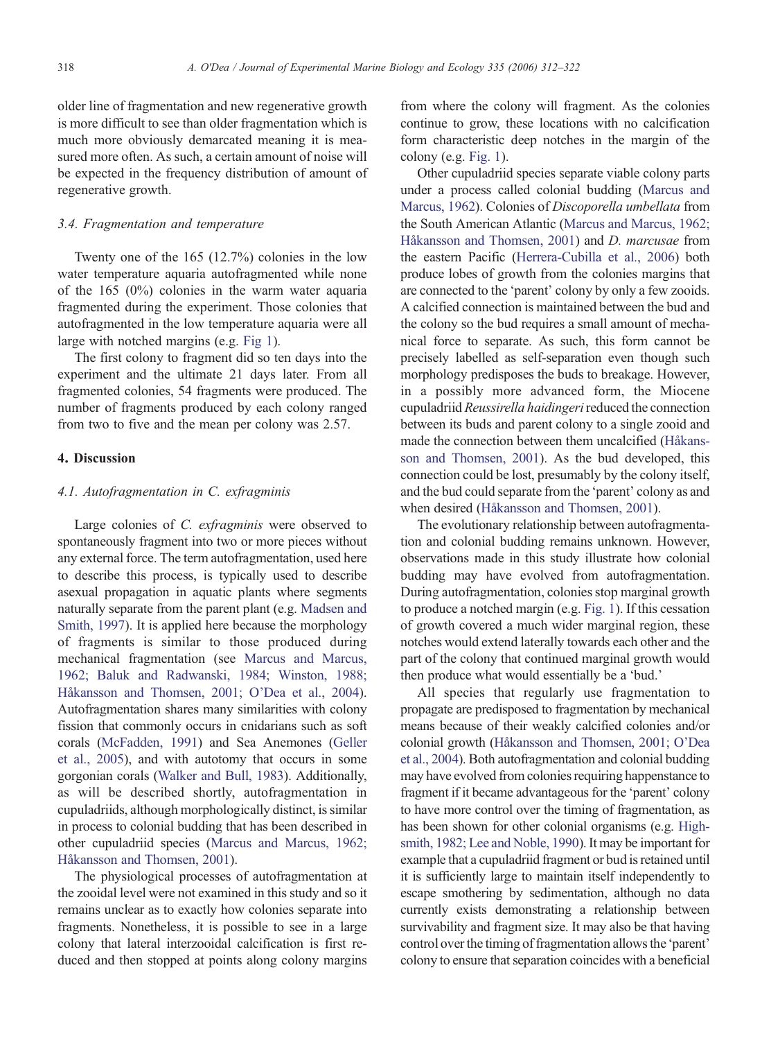older line of fragmentation and new regenerative growth is more difficult to see than older fragmentation which is much more obviously demarcated meaning it is measured more often. As such, a certain amount of noise will be expected in the frequency distribution of amount of regenerative growth.

### 3.4. Fragmentation and temperature

Twenty one of the 165 (12.7%) colonies in the low water temperature aquaria autofragmented while none of the 165 (0%) colonies in the warm water aquaria fragmented during the experiment. Those colonies that autofragmented in the low temperature aquaria were all large with notched margins (e.g. Fig 1).

The first colony to fragment did so ten days into the experiment and the ultimate 21 days later. From all fragmented colonies, 54 fragments were produced. The number of fragments produced by each colony ranged from two to five and the mean per colony was 2.57.

## 4. Discussion

### 4.1. Autofragmentation in *C. exfragminis*

Large colonies of *C. exfragminis* were observed to spontaneously fragment into two or more pieces without any external force. The term autofragmentation, used here to describe this process, is typically used to describe asexual propagation in aquatic plants where segments naturally separate from the parent plant (e.g. Madsen and Smith, 1997). It is applied here because the morphology of fragments is similar to those produced during mechanical fragmentation (see Marcus and Marcus, 1962; Baluk and Radwanski, 1984; Winston, 1988; Håkansson and Thomsen, 2001; O'Dea et al., 2004). Autofragmentation shares many similarities with colony fission that commonly occurs in cnidarians such as soft corals (McFadden, 1991) and Sea Anemones (Geller et al., 2005), and with autotomy that occurs in some gorgonian corals (Walker and Bull, 1983). Additionally, as will be described shortly, autofragmentation in cupuladriids, although morphologically distinct, is similar in process to colonial budding that has been described in other cupuladriid species (Marcus and Marcus, 1962; Håkansson and Thomsen, 2001).

The physiological processes of autofragmentation at the zooidal level were not examined in this study and so it remains unclear as to exactly how colonies separate into fragments. Nonetheless, it is possible to see in a large colony that lateral interzooidal calcification is first reduced and then stopped at points along colony margins from where the colony will fragment. As the colonies continue to grow, these locations with no calcification form characteristic deep notches in the margin of the colony (e.g. Fig. 1).

Other cupuladriid species separate viable colony parts under a process called colonial budding (Marcus and Marcus, 1962). Colonies of *Discoporella umbellata* from the South American Atlantic (Marcus and Marcus, 1962; Håkansson and Thomsen, 2001) and *D. marcusae* from the eastern Pacific (Herrera-Cubilla et al., 2006) both produce lobes of growth from the colonies margins that are connected to the 'parent' colony by only a few zooids. A calcified connection is maintained between the bud and the colony so the bud requires a small amount of mechanical force to separate. As such, this form cannot be precisely labelled as self-separation even though such morphology predisposes the buds to breakage. However, in a possibly more advanced form, the Miocene cupuladriid *Reussirella haidingeri* reduced the connection between its buds and parent colony to a single zooid and made the connection between them uncalcified (Håkansson and Thomsen, 2001). As the bud developed, this connection could be lost, presumably by the colony itself, and the bud could separate from the 'parent' colony as and when desired (Håkansson and Thomsen, 2001).

The evolutionary relationship between autofragmentation and colonial budding remains unknown. However, observations made in this study illustrate how colonial budding may have evolved from autofragmentation. During autofragmentation, colonies stop marginal growth to produce a notched margin (e.g. Fig. 1). If this cessation of growth covered a much wider marginal region, these notches would extend laterally towards each other and the part of the colony that continued marginal growth would then produce what would essentially be a 'bud.'

All species that regularly use fragmentation to propagate are predisposed to fragmentation by mechanical means because of their weakly calcified colonies and/or colonial growth (Håkansson and Thomsen, 2001; O'Dea et al., 2004). Both autofragmentation and colonial budding may have evolved from colonies requiring happenstance to fragment if it became advantageous for the 'parent' colony to have more control over the timing of fragmentation, as has been shown for other colonial organisms (e.g. Highsmith, 1982; Lee and Noble, 1990). It may be important for example that a cupuladriid fragment or bud is retained until it is sufficiently large to maintain itself independently to escape smothering by sedimentation, although no data currently exists demonstrating a relationship between survivability and fragment size. It may also be that having control over the timing of fragmentation allows the 'parent' colony to ensure that separation coincides with a beneficial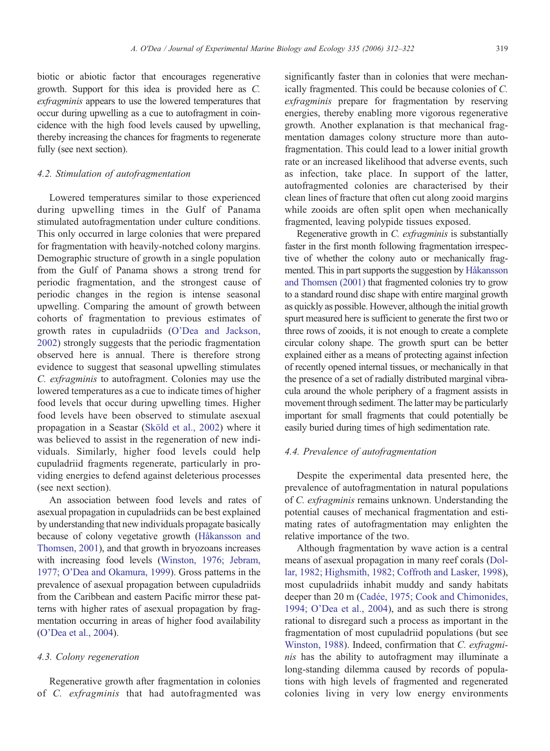biotic or abiotic factor that encourages regenerative growth. Support for this idea is provided here as *C. exfragminis* appears to use the lowered temperatures that occur during upwelling as a cue to autofragment in coincidence with the high food levels caused by upwelling, thereby increasing the chances for fragments to regenerate fully (see next section).

### 4.2. Stimulation of autofragmentation

Lowered temperatures similar to those experienced during upwelling times in the Gulf of Panama stimulated autofragmentation under culture conditions. This only occurred in large colonies that were prepared for fragmentation with heavily-notched colony margins. Demographic structure of growth in a single population from the Gulf of Panama shows a strong trend for periodic fragmentation, and the strongest cause of periodic changes in the region is intense seasonal upwelling. Comparing the amount of growth between cohorts of fragmentation to previous estimates of growth rates in cupuladriids (O'Dea and Jackson, 2002) strongly suggests that the periodic fragmentation observed here is annual. There is therefore strong evidence to suggest that seasonal upwelling stimulates *C. exfragminis* to autofragment. Colonies may use the lowered temperatures as a cue to indicate times of higher food levels that occur during upwelling times. Higher food levels have been observed to stimulate asexual propagation in a Seastar (Sköld et al., 2002) where it was believed to assist in the regeneration of new individuals. Similarly, higher food levels could help cupuladriid fragments regenerate, particularly in providing energies to defend against deleterious processes (see next section).

An association between food levels and rates of asexual propagation in cupuladriids can be best explained by understanding that new individuals propagate basically because of colony vegetative growth (Håkansson and Thomsen, 2001), and that growth in bryozoans increases with increasing food levels (Winston, 1976; Jebram, 1977; O'Dea and Okamura, 1999). Gross patterns in the prevalence of asexual propagation between cupuladriids from the Caribbean and eastern Pacific mirror these patterns with higher rates of asexual propagation by fragmentation occurring in areas of higher food availability (O'Dea et al., 2004).

### 4.3. Colony regeneration

Regenerative growth after fragmentation in colonies of *C. exfragminis* that had autofragmented was significantly faster than in colonies that were mechanically fragmented. This could be because colonies of *C. exfragminis* prepare for fragmentation by reserving energies, thereby enabling more vigorous regenerative growth. Another explanation is that mechanical fragmentation damages colony structure more than autofragmentation. This could lead to a lower initial growth rate or an increased likelihood that adverse events, such as infection, take place. In support of the latter, autofragmented colonies are characterised by their clean lines of fracture that often cut along zooid margins while zooids are often split open when mechanically fragmented, leaving polypide tissues exposed.

Regenerative growth in *C. exfragminis* is substantially faster in the first month following fragmentation irrespective of whether the colony auto or mechanically fragmented. This in part supports the suggestion by Håkansson and Thomsen (2001) that fragmented colonies try to grow to a standard round disc shape with entire marginal growth as quickly as possible. However, although the initial growth spurt measured here is sufficient to generate the first two or three rows of zooids, it is not enough to create a complete circular colony shape. The growth spurt can be better explained either as a means of protecting against infection of recently opened internal tissues, or mechanically in that the presence of a set of radially distributed marginal vibracula around the whole periphery of a fragment assists in movement through sediment. The latter may be particularly important for small fragments that could potentially be easily buried during times of high sedimentation rate.

### 4.4. Prevalence of autofragmentation

Despite the experimental data presented here, the prevalence of autofragmentation in natural populations of *C. exfragminis* remains unknown. Understanding the potential causes of mechanical fragmentation and estimating rates of autofragmentation may enlighten the relative importance of the two.

Although fragmentation by wave action is a central means of asexual propagation in many reef corals (Dollar, 1982; Highsmith, 1982; Coffroth and Lasker, 1998), most cupuladriids inhabit muddy and sandy habitats deeper than 20 m (Cadée, 1975; Cook and Chimonides, 1994; O'Dea et al., 2004), and as such there is strong rational to disregard such a process as important in the fragmentation of most cupuladriid populations (but see Winston, 1988). Indeed, confirmation that *C. exfragminis* has the ability to autofragment may illuminate a long-standing dilemma caused by records of populations with high levels of fragmented and regenerated colonies living in very low energy environments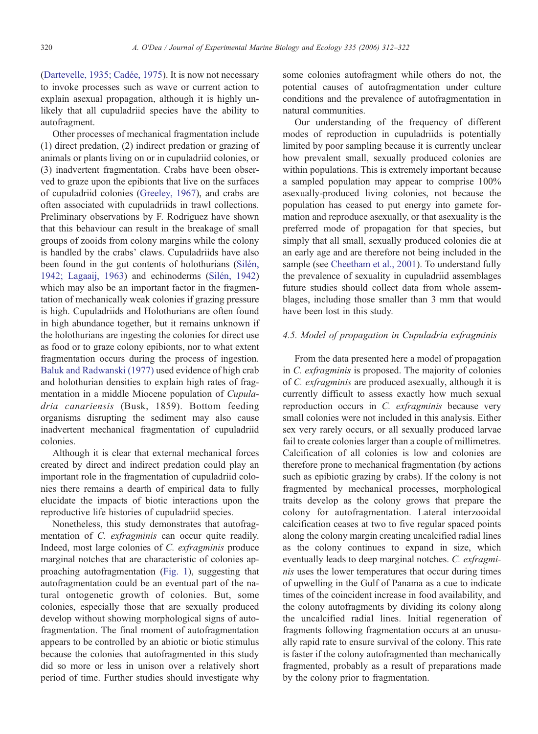(Dartevelle, 1935; Cadée, 1975). It is now not necessary to invoke processes such as wave or current action to explain asexual propagation, although it is highly unlikely that all cupuladriid species have the ability to autofragment.

Other processes of mechanical fragmentation include (1) direct predation, (2) indirect predation or grazing of animals or plants living on or in cupuladriid colonies, or (3) inadvertent fragmentation. Crabs have been observed to graze upon the epibionts that live on the surfaces of cupuladriid colonies (Greeley, 1967), and crabs are often associated with cupuladriids in trawl collections. Preliminary observations by F. Rodriguez have shown that this behaviour can result in the breakage of small groups of zooids from colony margins while the colony is handled by the crabs' claws. Cupuladriids have also been found in the gut contents of holothurians (Silén, 1942; Lagaaij, 1963) and echinoderms (Silén, 1942) which may also be an important factor in the fragmentation of mechanically weak colonies if grazing pressure is high. Cupuladriids and Holothurians are often found in high abundance together, but it remains unknown if the holothurians are ingesting the colonies for direct use as food or to graze colony epibionts, nor to what extent fragmentation occurs during the process of ingestion. Baluk and Radwanski (1977) used evidence of high crab and holothurian densities to explain high rates of fragmentation in a middle Miocene population of *Cupuladria canariensis* (Busk, 1859). Bottom feeding organisms disrupting the sediment may also cause inadvertent mechanical fragmentation of cupuladriid colonies.

Although it is clear that external mechanical forces created by direct and indirect predation could play an important role in the fragmentation of cupuladriid colonies there remains a dearth of empirical data to fully elucidate the impacts of biotic interactions upon the reproductive life histories of cupuladriid species.

Nonetheless, this study demonstrates that autofragmentation of *C. exfragminis* can occur quite readily. Indeed, most large colonies of *C. exfragminis* produce marginal notches that are characteristic of colonies approaching autofragmentation (Fig. 1), suggesting that autofragmentation could be an eventual part of the natural ontogenetic growth of colonies. But, some colonies, especially those that are sexually produced develop without showing morphological signs of autofragmentation. The final moment of autofragmentation appears to be controlled by an abiotic or biotic stimulus because the colonies that autofragmented in this study did so more or less in unison over a relatively short period of time. Further studies should investigate why some colonies autofragment while others do not, the potential causes of autofragmentation under culture conditions and the prevalence of autofragmentation in natural communities.

Our understanding of the frequency of different modes of reproduction in cupuladriids is potentially limited by poor sampling because it is currently unclear how prevalent small, sexually produced colonies are within populations. This is extremely important because a sampled population may appear to comprise 100% asexually-produced living colonies, not because the population has ceased to put energy into gamete formation and reproduce asexually, or that asexuality is the preferred mode of propagation for that species, but simply that all small, sexually produced colonies die at an early age and are therefore not being included in the sample (see Cheetham et al., 2001). To understand fully the prevalence of sexuality in cupuladriid assemblages future studies should collect data from whole assemblages, including those smaller than 3 mm that would have been lost in this study.

### 4.5. Model of propagation in *Cupuladria exfragminis*

From the data presented here a model of propagation in *C. exfragminis* is proposed. The majority of colonies of *C. exfragminis* are produced asexually, although it is currently difficult to assess exactly how much sexual reproduction occurs in *C. exfragminis* because very small colonies were not included in this analysis. Either sex very rarely occurs, or all sexually produced larvae fail to create colonies larger than a couple of millimetres. Calcification of all colonies is low and colonies are therefore prone to mechanical fragmentation (by actions such as epibiotic grazing by crabs). If the colony is not fragmented by mechanical processes, morphological traits develop as the colony grows that prepare the colony for autofragmentation. Lateral interzooidal calcification ceases at two to five regular spaced points along the colony margin creating uncalcified radial lines as the colony continues to expand in size, which eventually leads to deep marginal notches. *C. exfragminis* uses the lower temperatures that occur during times of upwelling in the Gulf of Panama as a cue to indicate times of the coincident increase in food availability, and the colony autofragments by dividing its colony along the uncalcified radial lines. Initial regeneration of fragments following fragmentation occurs at an unusually rapid rate to ensure survival of the colony. This rate is faster if the colony autofragmented than mechanically fragmented, probably as a result of preparations made by the colony prior to fragmentation.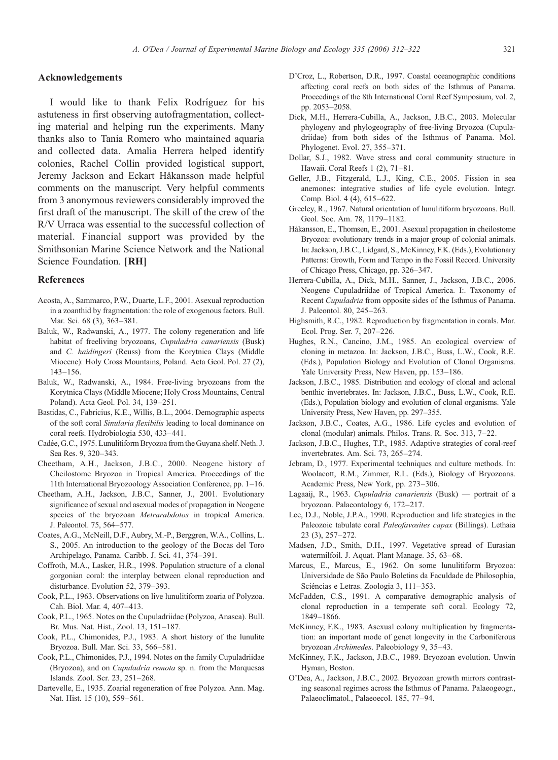## Acknowledgements

I would like to thank Felix Rodríguez for his astuteness in first observing autofragmentation, collecting material and helping run the experiments. Many thanks also to Tania Romero who maintained aquaria and collected data. Amalia Herrera helped identify colonies, Rachel Collin provided logistical support, Jeremy Jackson and Eckart Håkansson made helpful comments on the manuscript. Very helpful comments from 3 anonymous reviewers considerably improved the first draft of the manuscript. The skill of the crew of the R/V Urraca was essential to the successful collection of material. Financial support was provided by the Smithsonian Marine Science Network and the National Science Foundation. **[RH]**

## References

Acosta, A., Sammarco, P.W., Duarte, L.F., 2001. Asexual reproduction in a zoanthid by fragmentation: the role of exogenous factors. Bull. Mar. Sci. 68 (3), 363–381.

Baluk, W., Radwanski, A., 1977. The colony regeneration and life habitat of freeliving bryozoans, *Cupuladria canariensis* (Busk) and *C. haidingeri* (Reuss) from the Korytnica Clays (Middle Miocene): Holy Cross Mountains, Poland. Acta Geol. Pol. 27 (2), 143–156.

Baluk, W., Radwanski, A., 1984. Free-living bryozoans from the Korytnica Clays (Middle Miocene; Holy Cross Mountains, Central Poland). Acta Geol. Pol. 34, 139–251.

Bastidas, C., Fabricius, K.E., Willis, B.L., 2004. Demographic aspects of the soft coral *Sinularia flexibilis* leading to local dominance on coral reefs. Hydrobiologia 530, 433–441.

Cadée, G.C., 1975. Lunulitiform Bryozoa from the Guyana shelf. Neth. J. Sea Res. 9, 320–343.

Cheetham, A.H., Jackson, J.B.C., 2000. Neogene history of Cheilostome Bryozoa in Tropical America. Proceedings of the 11th International Bryozoology Association Conference, pp. 1–16.

Cheetham, A.H., Jackson, J.B.C., Sanner, J., 2001. Evolutionary significance of sexual and asexual modes of propagation in Neogene species of the bryozoan *Metrarabdotos* in tropical America. J. Paleontol. 75, 564–577.

Coates, A.G., McNeill, D.F., Aubry, M.-P., Berggren, W.A., Collins, L. S., 2005. An introduction to the geology of the Bocas del Toro Archipelago, Panama. Caribb. J. Sci. 41, 374–391.

Coffroth, M.A., Lasker, H.R., 1998. Population structure of a clonal gorgonian coral: the interplay between clonal reproduction and disturbance. Evolution 52, 379–393.

Cook, P.L., 1963. Observations on live lunulitiform zoaria of Polyzoa. Cah. Biol. Mar. 4, 407–413.

Cook, P.L., 1965. Notes on the Cupuladriidae (Polyzoa, Anasca). Bull. Br. Mus. Nat. Hist., Zool. 13, 151–187.

Cook, P.L., Chimonides, P.J., 1983. A short history of the lunulite Bryozoa. Bull. Mar. Sci. 33, 566–581.

Cook, P.L., Chimonides, P.J., 1994. Notes on the family Cupuladriidae (Bryozoa), and on *Cupuladria remota* sp. n. from the Marquesas Islands. Zool. Scr. 23, 251–268.

Dartevelle, E., 1935. Zoarial regeneration of free Polyzoa. Ann. Mag. Nat. Hist. 15 (10), 559–561.

D'Croz, L., Robertson, D.R., 1997. Coastal oceanographic conditions affecting coral reefs on both sides of the Isthmus of Panama. Proceedings of the 8th International Coral Reef Symposium, vol. 2, pp. 2053–2058.

Dick, M.H., Herrera-Cubilla, A., Jackson, J.B.C., 2003. Molecular phylogeny and phylogeography of free-living Bryozoa (Cupuladriidae) from both sides of the Isthmus of Panama. Mol. Phylogenet. Evol. 27, 355–371.

Dollar, S.J., 1982. Wave stress and coral community structure in Hawaii. Coral Reefs 1 (2), 71–81.

Geller, J.B., Fitzgerald, L.J., King, C.E., 2005. Fission in sea anemones: integrative studies of life cycle evolution. Integr. Comp. Biol. 4 (4), 615–622.

Greeley, R., 1967. Natural orientation of lunulitiform bryozoans. Bull. Geol. Soc. Am. 78, 1179–1182.

Håkansson, E., Thomsen, E., 2001. Asexual propagation in cheilostome Bryozoa: evolutionary trends in a major group of colonial animals. In: Jackson, J.B.C., Lidgard, S., McKinney, F.K. (Eds.), Evolutionary Patterns: Growth, Form and Tempo in the Fossil Record. University of Chicago Press, Chicago, pp. 326–347.

Herrera-Cubilla, A., Dick, M.H., Sanner, J., Jackson, J.B.C., 2006. Neogene Cupuladriidae of Tropical America. I:. Taxonomy of Recent *Cupuladria* from opposite sides of the Isthmus of Panama. J. Paleontol. 80, 245–263.

Highsmith, R.C., 1982. Reproduction by fragmentation in corals. Mar. Ecol. Prog. Ser. 7, 207–226.

Hughes, R.N., Cancino, J.M., 1985. An ecological overview of cloning in metazoa. In: Jackson, J.B.C., Buss, L.W., Cook, R.E. (Eds.), Population Biology and Evolution of Clonal Organisms. Yale University Press, New Haven, pp. 153–186.

Jackson, J.B.C., 1985. Distribution and ecology of clonal and aclonal benthic invertebrates. In: Jackson, J.B.C., Buss, L.W., Cook, R.E. (Eds.), Population biology and evolution of clonal organisms. Yale University Press, New Haven, pp. 297–355.

Jackson, J.B.C., Coates, A.G., 1986. Life cycles and evolution of clonal (modular) animals. Philos. Trans. R. Soc. 313, 7–22.

Jackson, J.B.C., Hughes, T.P., 1985. Adaptive strategies of coral-reef invertebrates. Am. Sci. 73, 265–274.

Jebram, D., 1977. Experimental techniques and culture methods. In: Woolacott, R.M., Zimmer, R.L. (Eds.), Biology of Bryozoans. Academic Press, New York, pp. 273–306.

Lagaaij, R., 1963. *Cupuladria canariensis* (Busk) — portrait of a bryozoan. Palaeontology 6, 172–217.

Lee, D.J., Noble, J.P.A., 1990. Reproduction and life strategies in the Paleozoic tabulate coral *Paleofavosites capax* (Billings). Lethaia 23 (3), 257–272.

Madsen, J.D., Smith, D.H., 1997. Vegetative spread of Eurasian watermilfoil. J. Aquat. Plant Manage. 35, 63–68.

Marcus, E., Marcus, E., 1962. On some lunulitiform Bryozoa: Universidade de São Paulo Boletins da Faculdade de Philosophia, Sciéncias e Letras. Zoologia 3, 111–353.

McFadden, C.S., 1991. A comparative demographic analysis of clonal reproduction in a temperate soft coral. Ecology 72, 1849–1866.

McKinney, F.K., 1983. Asexual colony multiplication by fragmentation: an important mode of genet longevity in the Carboniferous bryozoan *Archimedes*. Paleobiology 9, 35–43.

McKinney, F.K., Jackson, J.B.C., 1989. Bryozoan evolution. Unwin Hyman, Boston.

O'Dea, A., Jackson, J.B.C., 2002. Bryozoan growth mirrors contrasting seasonal regimes across the Isthmus of Panama. Palaeogeogr., Palaeoclimatol., Palaeoecol. 185, 77–94.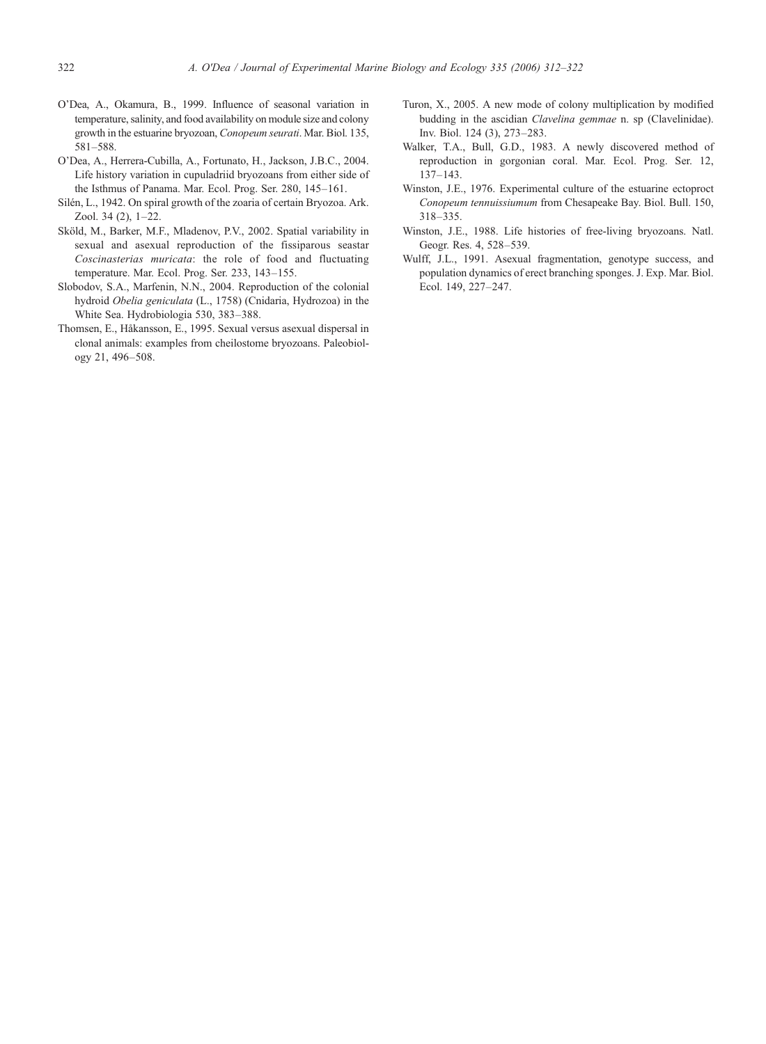O'Dea, A., Okamura, B., 1999. Influence of seasonal variation in temperature, salinity, and food availability on module size and colony growth in the estuarine bryozoan, *Conopeum seurati*. Mar. Biol. 135, 581–588.

O'Dea, A., Herrera-Cubilla, A., Fortunato, H., Jackson, J.B.C., 2004. Life history variation in cupuladriid bryozoans from either side of the Isthmus of Panama. Mar. Ecol. Prog. Ser. 280, 145–161.

Silén, L., 1942. On spiral growth of the zoaria of certain Bryozoa. Ark. Zool. 34 (2), 1–22.

Sköld, M., Barker, M.F., Mladenov, P.V., 2002. Spatial variability in sexual and asexual reproduction of the fissiparous seastar *Coscinasterias muricata*: the role of food and fluctuating temperature. Mar. Ecol. Prog. Ser. 233, 143–155.

Slobodov, S.A., Marfenin, N.N., 2004. Reproduction of the colonial hydroid *Obelia geniculata* (L., 1758) (Cnidaria, Hydrozoa) in the White Sea. Hydrobiologia 530, 383–388.

Thomsen, E., Håkansson, E., 1995. Sexual versus asexual dispersal in clonal animals: examples from cheilostome bryozoans. Paleobiology 21, 496–508.

Turon, X., 2005. A new mode of colony multiplication by modified budding in the ascidian *Clavelina gemmae* n. sp (Clavelinidae). Inv. Biol. 124 (3), 273–283.

Walker, T.A., Bull, G.D., 1983. A newly discovered method of reproduction in gorgonian coral. Mar. Ecol. Prog. Ser. 12, 137–143.

Winston, J.E., 1976. Experimental culture of the estuarine ectoproct *Conopeum tennuissiumum* from Chesapeake Bay. Biol. Bull. 150, 318–335.

Winston, J.E., 1988. Life histories of free-living bryozoans. Natl. Geogr. Res. 4, 528–539.

Wulff, J.L., 1991. Asexual fragmentation, genotype success, and population dynamics of erect branching sponges. J. Exp. Mar. Biol. Ecol. 149, 227–247.